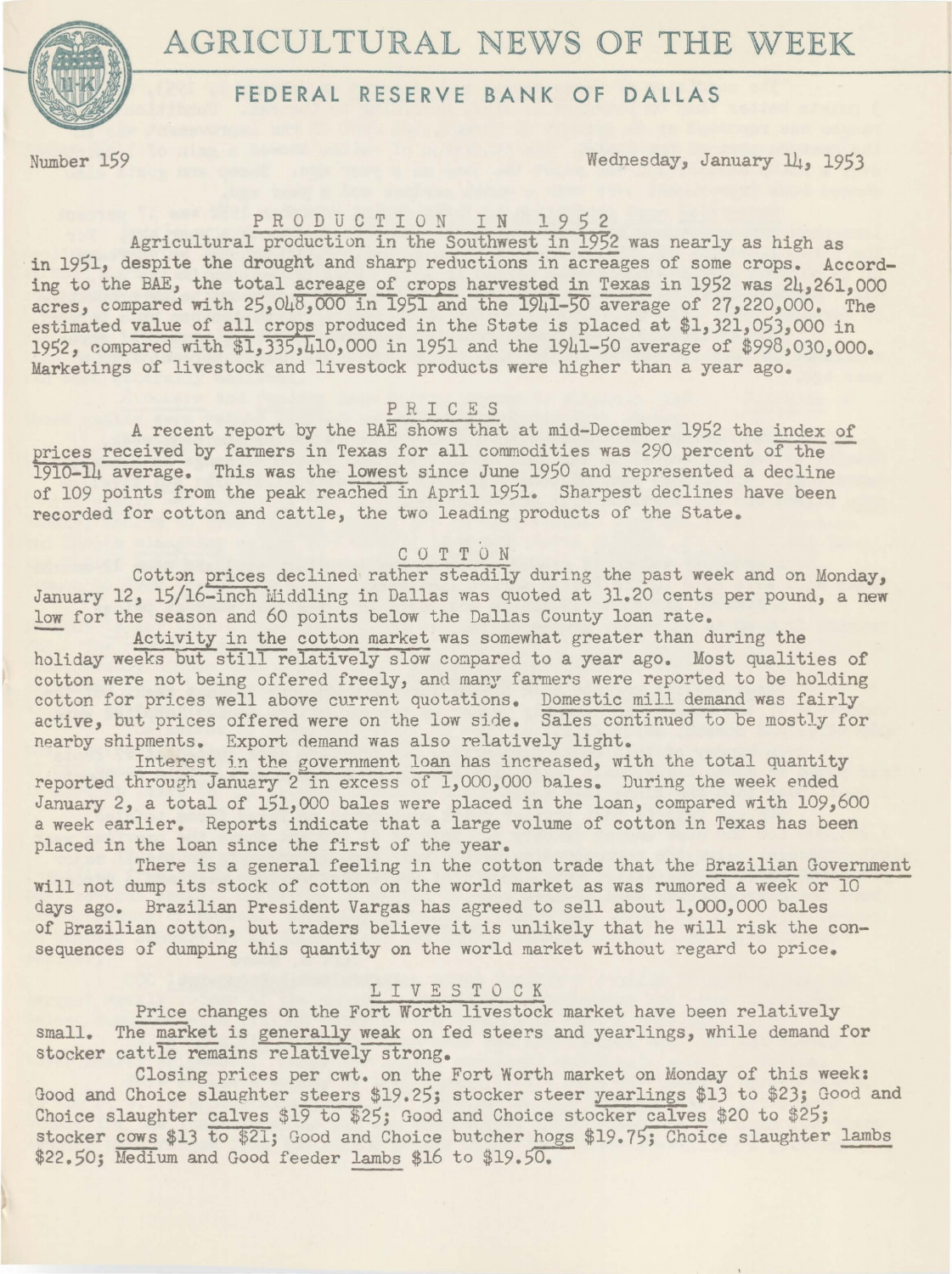# AGRICULTURAL NEWS OF THE WEEK

## FEDERAL RESERVE BANK OF DALLAS

Number 159 Wednesday, January 14, 1953

### PRODUCTION IN 1952

Agricultural production in the Southwest in 1952 was nearly as high as in 1951, despite the drought and sharp reductions in acreages of some crops. According to the BAE, the total acreage of crops harvested in Texas in 1952 was 24,261,000 acres, compared with 25,048,000 in 1951 and the 1941-50 average of 27,220,000. The estimated value of all crops produced in the State is placed at $1,321,053,000 in 1952, compared with $1,335,410,000 in 1951 and the 1941-50 average of $998,030,000. Marketings of livestock and livestock products were higher than a year ago.

### PRICES

A recent report by the BAE shows that at mid-December 1952 the index of prices received by farmers in Texas for all commodities was 290 percent of the 1910-14 average. This was the lowest since June 1950 and represented a decline of 109 points from the peak reached in April 1951. Sharpest declines have been recorded for cotton and cattle, the two leading products of the State.

### COTTON

Cotton prices declined rather steadily during the past week and on Monday, January 12, 15/16-inch Middling in Dallas was quoted at 31.20 cents per pound, a new low for the season and 60 points below the Dallas County loan rate.

Activity in the cotton market was somewhat greater than during the holiday weeks but still relatively slow compared to a year ago. Most qualities of cotton were not being offered freely, and many farmers were reported to be holding cotton for prices well above current quotations. Domestic mill demand was fairly active, but prices offered were on the low side. Sales continued to be mostly for nearby shipments. Export demand was also relatively light.

Interest in the government loan has increased, with the total quantity reported through January 2 in excess of 1,000,000 bales. During the week ended January 2, a total of 151,000 bales were placed in the loan, compared with 109,600 a week earlier. Reports indicate that a large volume of cotton in Texas has been placed in the loan since the first of the year.

There is a general feeling in the cotton trade that the Brazilian Government will not dump its stock of cotton on the world market as was rumored a week or 10 days ago. Brazilian President Vargas has agreed to sell about 1,000,000 bales of Brazilian cotton, but traders believe it is unlikely that he will risk the consequences of dumping this quantity on the world market without regard to price.

### LIVESTOCK

Price changes on the Fort Worth livestock market have been relatively small. The market is generally weak on fed steers and yearlings, while demand for stocker cattle remains relatively strong.

Closing prices per cwt. on the Fort Worth market on Monday of this week: Good and Choice slaughter steers $19.25; stocker steer yearlings $13 to $23; Good and Choice slaughter calves $19 to $25; Good and Choice stocker calves $20 to $25; stocker cows $13 to $21; Good and Choice butcher hogs $19.75; Choice slaughter lambs $22.50; Medium and Good feeder lambs $16 to $19.50.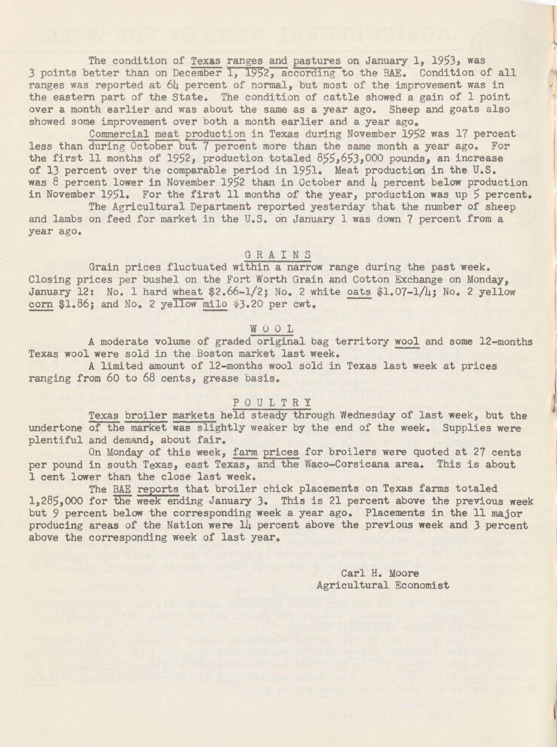The condition of Texas ranges and pastures on January 1, 1953, was 3 points better than on December 1, 1952, according to the BAE. Condition of all ranges was reported at 64 percent of normal, but most of the improvement was in the eastern part of the State. The condition of cattle showed a gain of 1 point over a month earlier and was about the same as a year ago. Sheep and goats also showed some improvement over both a month earlier and a year ago.

Commercial meat production in Texas during November 1952 was 17 percent less than during October but 7 percent more than the same month a year ago. For the first 11 months of 1952, production totaled 855,653,000 pounds, an increase of 13 percent over the comparable period in 1951. Meat production in the U.S. was 8 percent lower in November 1952 than in October and 4 percent below production in November 1951. For the first 11 months of the year, production was up 5 percent.

The Agricultural Department reported yesterday that the number of sheep and lambs on feed for market in the U.S. on January 1 was down 7 percent from a year ago.

## GRAINS

Grain prices fluctuated within a narrow range during the past week. Closing prices per bushel on the Fort Worth Grain and Cotton Exchange on Monday, January 12: No. 1 hard wheat $2.66-1/2; No. 2 white oats $1.07-1/4; No. 2 yellow corn $1.86; and No. 2 yellow milo $3.20 per cwt.

## WOOL

A moderate volume of graded original bag territory wool and some 12-months Texas wool were sold in the Boston market last week.

A limited amount of 12-months wool sold in Texas last week at prices ranging from 60 to 68 cents, grease basis.

## POULTRY

Texas broiler markets held steady through Wednesday of last week, but the undertone of the market was slightly weaker by the end of the week. Supplies were plentiful and demand, about fair.

On Monday of this week, farm prices for broilers were quoted at 27 cents per pound in south Texas, east Texas, and the Waco-Corsicana area. This is about 1 cent lower than the close last week.

The BAE reports that broiler chick placements on Texas farms totaled 1,285,000 for the week ending January 3. This is 21 percent above the previous week but 9 percent below the corresponding week a year ago. Placements in the 11 major producing areas of the Nation were 14 percent above the previous week and 3 percent above the corresponding week of last year.

Carl H. Moore
Agricultural Economist